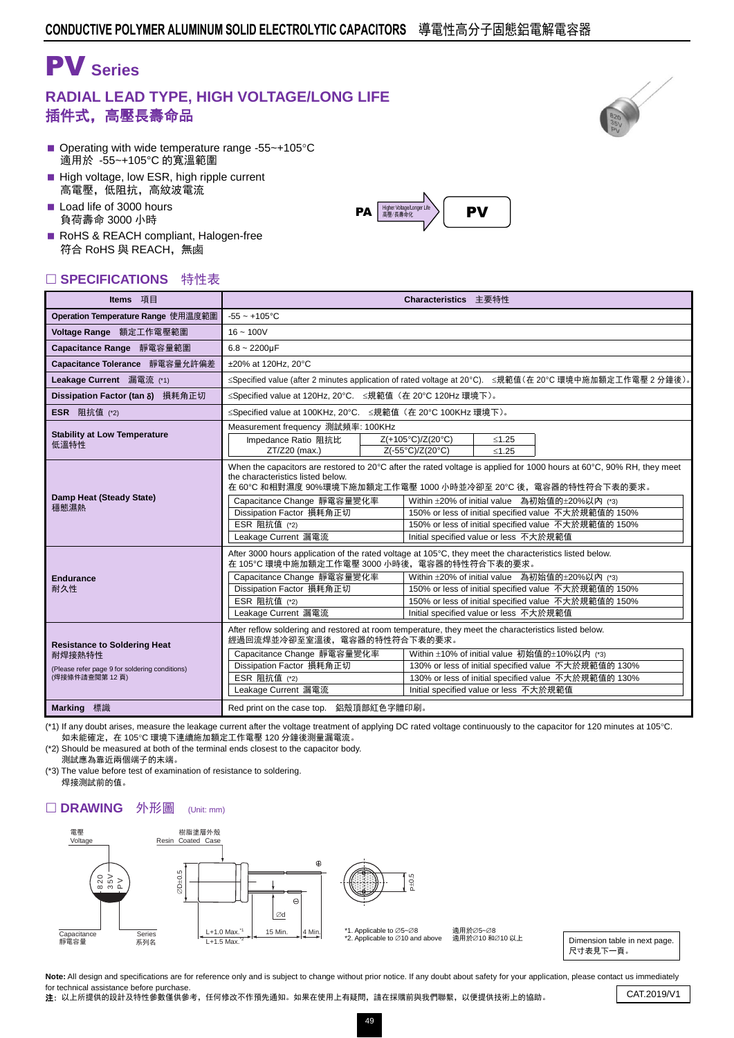# PV Series

## RADIAL LEAD TYPE, HIGH VOLTAGE/LONG LIFE
## 插件式，高壓長壽命品

- Operating with wide temperature range -55~+105°C
  適用於 -55~+105°C 的寬溫範圍
- High voltage, low ESR, high ripple current
  高電壓，低阻抗，高紋波電流
- Load life of 3000 hours
  負荷壽命 3000 小時
- RoHS & REACH compliant, Halogen-free
  符合 RoHS 與 REACH，無鹵

PA → Higher Voltage/Longer Life 高壓/長壽命化 → PV

## □ SPECIFICATIONS 特性表

| Items 項目 | Characteristics 主要特性 |
|---|---|
| Operation Temperature Range 使用溫度範圍 | -55 ~ +105°C |
| Voltage Range 額定工作電壓範圍 | 16 ~ 100V |
| Capacitance Range 靜電容量範圍 | 6.8 ~ 2200μF |
| Capacitance Tolerance 靜電容量允許偏差 | ±20% at 120Hz, 20°C |
| Leakage Current 漏電流 (*1) | ≤Specified value (after 2 minutes application of rated voltage at 20°C). ≤規範值（在 20°C 環境中施加額定工作電壓 2 分鐘後）。 |
| Dissipation Factor (tan δ) 損耗角正切 | ≤Specified value at 120Hz, 20°C. ≤規範值（在 20°C 120Hz 環境下）。 |
| ESR 阻抗值 (*2) | ≤Specified value at 100KHz, 20°C. ≤規範值（在 20°C 100KHz 環境下）。 |
| Stability at Low Temperature 低溫特性 | Measurement frequency 測試頻率: 100KHz<br>Impedance Ratio 阻抗比 ZT/Z20 (max.): Z(+105°C)/Z(20°C) ≤1.25; Z(-55°C)/Z(20°C) ≤1.25 |
| Damp Heat (Steady State) 穩態濕熱 | When the capacitors are restored to 20°C after the rated voltage is applied for 1000 hours at 60°C, 90% RH, they meet the characteristics listed below.<br>在 60°C 和相對濕度 90%環境下施加額定工作電壓 1000 小時並冷卻至 20°C 後，電容器的特性符合下表的要求。<br>Capacitance Change 靜電容量變化率: Within ±20% of initial value 為初始值的±20%以內 (*3)<br>Dissipation Factor 損耗角正切: 150% or less of initial specified value 不大於規範值的 150%<br>ESR 阻抗值 (*2): 150% or less of initial specified value 不大於規範值的 150%<br>Leakage Current 漏電流: Initial specified value or less 不大於規範值 |
| Endurance 耐久性 | After 3000 hours application of the rated voltage at 105°C, they meet the characteristics listed below.<br>在 105°C 環境中施加額定工作電壓 3000 小時後，電容器的特性符合下表的要求。<br>Capacitance Change 靜電容量變化率: Within ±20% of initial value 為初始值的±20%以內 (*3)<br>Dissipation Factor 損耗角正切: 150% or less of initial specified value 不大於規範值的 150%<br>ESR 阻抗值 (*2): 150% or less of initial specified value 不大於規範值的 150%<br>Leakage Current 漏電流: Initial specified value or less 不大於規範值 |
| Resistance to Soldering Heat 耐焊接熱特性<br>(Please refer page 9 for soldering conditions)<br>(焊接條件請查閱第 12 頁) | After reflow soldering and restored at room temperature, they meet the characteristics listed below.<br>經過回流焊並冷卻至室溫後，電容器的特性符合下表的要求。<br>Capacitance Change 靜電容量變化率: Within ±10% of initial value 初始值的±10%以內 (*3)<br>Dissipation Factor 損耗角正切: 130% or less of initial specified value 不大於規範值的 130%<br>ESR 阻抗值 (*2): 130% or less of initial specified value 不大於規範值的 130%<br>Leakage Current 漏電流: Initial specified value or less 不大於規範值 |
| Marking 標識 | Red print on the case top. 鋁殼頂部紅色字體印刷。 |

(*1) If any doubt arises, measure the leakage current after the voltage treatment of applying DC rated voltage continuously to the capacitor for 120 minutes at 105°C.
如未能確定，在 105°C 環境下連續施加額定工作電壓 120 分鐘後測量漏電流。
(*2) Should be measured at both of the terminal ends closest to the capacitor body.
測試應為靠近兩個端子的末端。
(*3) The value before test of examination of resistance to soldering.
焊接測試前的值。

## □ DRAWING 外形圖 (Unit: mm)

電壓 Voltage; 樹脂塗層外殼 Resin Coated Case; Capacitance 靜電容量; Series 系列名; ∅D±0.5; ∅d; L+1.0 Max.[*1]; L+1.5 Max.[*2]; 15 Min.; 4 Min.; P±0.5

*1. Applicable to ∅5~∅8 適用於∅5~∅8
*2. Applicable to ∅10 and above 適用於∅10 和∅10 以上

Dimension table in next page. 尺寸表見下一頁。

**Note:** All design and specifications are for reference only and is subject to change without prior notice. If any doubt about safety for your application, please contact us immediately for technical assistance before purchase.
**注**：以上所提供的設計及特性參數僅供參考，任何修改不作預先通知。如果在使用上有疑問，請在採購前與我們聯繫，以便提供技術上的協助。

CAT.2019/V1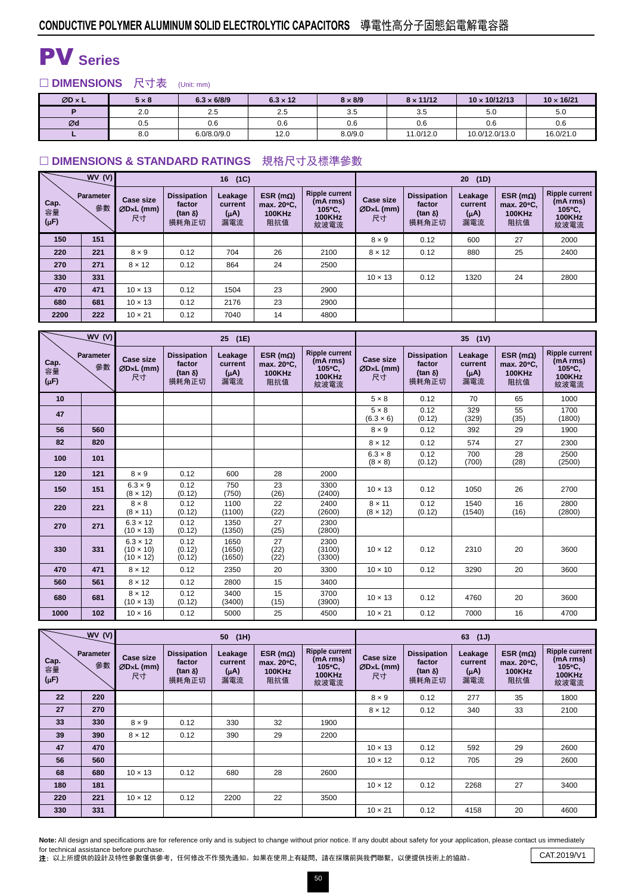# CONDUCTIVE POLYMER ALUMINUM SOLID ELECTROLYTIC CAPACITORS 導電性高分子固態鋁電解電容器

# PV Series

## □ DIMENSIONS 尺寸表 (Unit: mm)

| ØD × L | 5 × 8 | 6.3 × 6/8/9 | 6.3 × 12 | 8 × 8/9 | 8 × 11/12 | 10 × 10/12/13 | 10 × 16/21 |
|---|---|---|---|---|---|---|---|
| P | 2.0 | 2.5 | 2.5 | 3.5 | 3.5 | 5.0 | 5.0 |
| Ød | 0.5 | 0.6 | 0.6 | 0.6 | 0.6 | 0.6 | 0.6 |
| L | 8.0 | 6.0/8.0/9.0 | 12.0 | 8.0/9.0 | 11.0/12.0 | 10.0/12.0/13.0 | 16.0/21.0 |

## □ DIMENSIONS & STANDARD RATINGS 規格尺寸及標準參數

| WV (V) | | 16 (1C) | | | | | 20 (1D) | | | | |
|---|---|---|---|---|---|---|---|---|---|---|---|
| Cap. 容量 (μF) | Parameter 參數 | Case size ØD×L (mm) 尺寸 | Dissipation factor (tan δ) 損耗角正切 | Leakage current (μA) 漏電流 | ESR (mΩ) max. 20°C, 100KHz 阻抗值 | Ripple current (mA rms) 105°C, 100KHz 紋波電流 | Case size ØD×L (mm) 尺寸 | Dissipation factor (tan δ) 損耗角正切 | Leakage current (μA) 漏電流 | ESR (mΩ) max. 20°C, 100KHz 阻抗值 | Ripple current (mA rms) 105°C, 100KHz 紋波電流 |
| 150 | 151 | | | | | | 8 × 9 | 0.12 | 600 | 27 | 2000 |
| 220 | 221 | 8 × 9 | 0.12 | 704 | 26 | 2100 | 8 × 12 | 0.12 | 880 | 25 | 2400 |
| 270 | 271 | 8 × 12 | 0.12 | 864 | 24 | 2500 | | | | | |
| 330 | 331 | | | | | | 10 × 13 | 0.12 | 1320 | 24 | 2800 |
| 470 | 471 | 10 × 13 | 0.12 | 1504 | 23 | 2900 | | | | | |
| 680 | 681 | 10 × 13 | 0.12 | 2176 | 23 | 2900 | | | | | |
| 2200 | 222 | 10 × 21 | 0.12 | 7040 | 14 | 4800 | | | | | |

| WV (V) | | 25 (1E) | | | | | 35 (1V) | | | | |
|---|---|---|---|---|---|---|---|---|---|---|---|
| Cap. 容量 (μF) | Parameter 參數 | Case size ØD×L (mm) 尺寸 | Dissipation factor (tan δ) 損耗角正切 | Leakage current (μA) 漏電流 | ESR (mΩ) max. 20°C, 100KHz 阻抗值 | Ripple current (mA rms) 105°C, 100KHz 紋波電流 | Case size ØD×L (mm) 尺寸 | Dissipation factor (tan δ) 損耗角正切 | Leakage current (μA) 漏電流 | ESR (mΩ) max. 20°C, 100KHz 阻抗值 | Ripple current (mA rms) 105°C, 100KHz 紋波電流 |
| 10 | | | | | | | 5 × 8 | 0.12 | 70 | 65 | 1000 |
| 47 | | | | | | | 5 × 8 (6.3 × 6) | 0.12 (0.12) | 329 (329) | 55 (35) | 1700 (1800) |
| 56 | 560 | | | | | | 8 × 9 | 0.12 | 392 | 29 | 1900 |
| 82 | 820 | | | | | | 8 × 12 | 0.12 | 574 | 27 | 2300 |
| 100 | 101 | | | | | | 6.3 × 8 (8 × 8) | 0.12 (0.12) | 700 (700) | 28 (28) | 2500 (2500) |
| 120 | 121 | 8 × 9 | 0.12 | 600 | 28 | 2000 | | | | | |
| 150 | 151 | 6.3 × 9 (8 × 12) | 0.12 (0.12) | 750 (750) | 23 (26) | 3300 (2400) | 10 × 13 | 0.12 | 1050 | 26 | 2700 |
| 220 | 221 | 8 × 8 (8 × 11) | 0.12 (0.12) | 1100 (1100) | 22 (22) | 2400 (2600) | 8 × 11 (8 × 12) | 0.12 (0.12) | 1540 (1540) | 16 (16) | 2800 (2800) |
| 270 | 271 | 6.3 × 12 (10 × 13) | 0.12 (0.12) | 1350 (1350) | 27 (25) | 2300 (2800) | | | | | |
| 330 | 331 | 6.3 × 12 (10 × 10) (10 × 12) | 0.12 (0.12) (0.12) | 1650 (1650) (1650) | 27 (22) (22) | 2300 (3100) (3300) | 10 × 12 | 0.12 | 2310 | 20 | 3600 |
| 470 | 471 | 8 × 12 | 0.12 | 2350 | 20 | 3300 | 10 × 10 | 0.12 | 3290 | 20 | 3600 |
| 560 | 561 | 8 × 12 | 0.12 | 2800 | 15 | 3400 | | | | | |
| 680 | 681 | 8 × 12 (10 × 13) | 0.12 (0.12) | 3400 (3400) | 15 (15) | 3700 (3900) | 10 × 13 | 0.12 | 4760 | 20 | 3600 |
| 1000 | 102 | 10 × 16 | 0.12 | 5000 | 25 | 4500 | 10 × 21 | 0.12 | 7000 | 16 | 4700 |

| WV (V) | | 50 (1H) | | | | | 63 (1J) | | | | |
|---|---|---|---|---|---|---|---|---|---|---|---|
| Cap. 容量 (μF) | Parameter 參數 | Case size ØD×L (mm) 尺寸 | Dissipation factor (tan δ) 損耗角正切 | Leakage current (μA) 漏電流 | ESR (mΩ) max. 20°C, 100KHz 阻抗值 | Ripple current (mA rms) 105°C, 100KHz 紋波電流 | Case size ØD×L (mm) 尺寸 | Dissipation factor (tan δ) 損耗角正切 | Leakage current (μA) 漏電流 | ESR (mΩ) max. 20°C, 100KHz 阻抗值 | Ripple current (mA rms) 105°C, 100KHz 紋波電流 |
| 22 | 220 | | | | | | 8 × 9 | 0.12 | 277 | 35 | 1800 |
| 27 | 270 | | | | | | 8 × 12 | 0.12 | 340 | 33 | 2100 |
| 33 | 330 | 8 × 9 | 0.12 | 330 | 32 | 1900 | | | | | |
| 39 | 390 | 8 × 12 | 0.12 | 390 | 29 | 2200 | | | | | |
| 47 | 470 | | | | | | 10 × 13 | 0.12 | 592 | 29 | 2600 |
| 56 | 560 | | | | | | 10 × 12 | 0.12 | 705 | 29 | 2600 |
| 68 | 680 | 10 × 13 | 0.12 | 680 | 28 | 2600 | | | | | |
| 180 | 181 | | | | | | 10 × 12 | 0.12 | 2268 | 27 | 3400 |
| 220 | 221 | 10 × 12 | 0.12 | 2200 | 22 | 3500 | | | | | |
| 330 | 331 | | | | | | 10 × 21 | 0.12 | 4158 | 20 | 4600 |

**Note:** All design and specifications are for reference only and is subject to change without prior notice. If any doubt about safety for your application, please contact us immediately for technical assistance before purchase.

**注**：以上所提供的設計及特性參數僅供參考，任何修改不作預先通知。如果在使用上有疑問，請在採購前與我們聯繫，以便提供技術上的協助。

CAT.2019/V1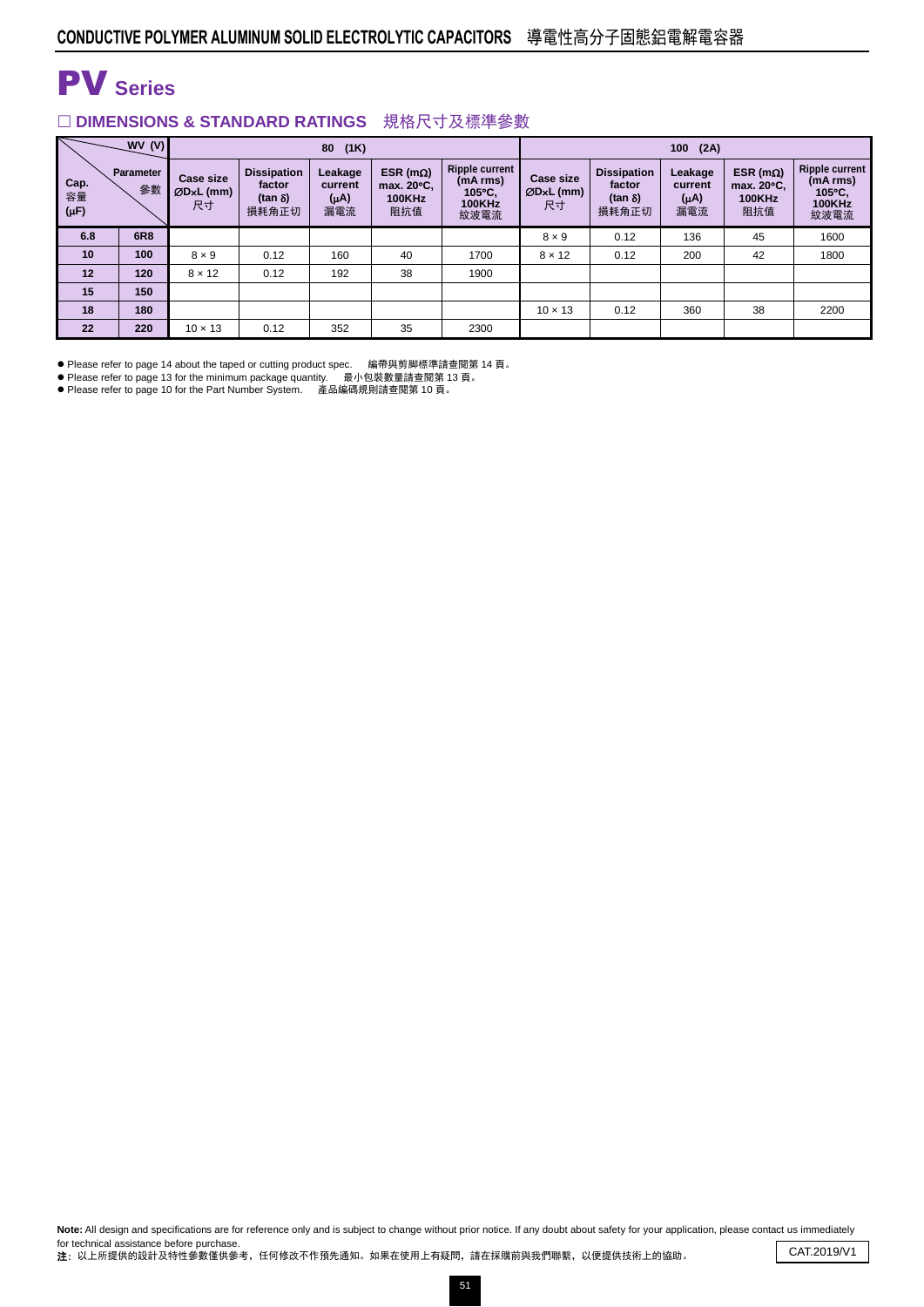# PV Series

## □ DIMENSIONS & STANDARD RATINGS 規格尺寸及標準參數

| Cap. 容量 (μF) | WV (V) / Parameter 參數 | 80 (1K) Case size ØD×L (mm) 尺寸 | Dissipation factor (tan δ) 損耗角正切 | Leakage current (μA) 漏電流 | ESR (mΩ) max. 20°C, 100KHz 阻抗值 | Ripple current (mA rms) 105°C, 100KHz 紋波電流 | 100 (2A) Case size ØD×L (mm) 尺寸 | Dissipation factor (tan δ) 損耗角正切 | Leakage current (μA) 漏電流 | ESR (mΩ) max. 20°C, 100KHz 阻抗值 | Ripple current (mA rms) 105°C, 100KHz 紋波電流 |
|---|---|---|---|---|---|---|---|---|---|---|---|
| 6.8 | 6R8 | | | | | | 8 × 9 | 0.12 | 136 | 45 | 1600 |
| 10 | 100 | 8 × 9 | 0.12 | 160 | 40 | 1700 | 8 × 12 | 0.12 | 200 | 42 | 1800 |
| 12 | 120 | 8 × 12 | 0.12 | 192 | 38 | 1900 | | | | | |
| 15 | 150 | | | | | | | | | | |
| 18 | 180 | | | | | | 10 × 13 | 0.12 | 360 | 38 | 2200 |
| 22 | 220 | 10 × 13 | 0.12 | 352 | 35 | 2300 | | | | | |

- Please refer to page 14 about the taped or cutting product spec. 編帶與剪脚標準請查閱第 14 頁。
- Please refer to page 13 for the minimum package quantity. 最小包裝數量請查閱第 13 頁。
- Please refer to page 10 for the Part Number System. 產品編碼規則請查閱第 10 頁。

**Note:** All design and specifications are for reference only and is subject to change without prior notice. If any doubt about safety for your application, please contact us immediately for technical assistance before purchase.

**注**：以上所提供的設計及特性參數僅供參考，任何修改不作預先通知。如果在使用上有疑問，請在採購前與我們聯繫，以便提供技術上的協助。

CAT.2019/V1